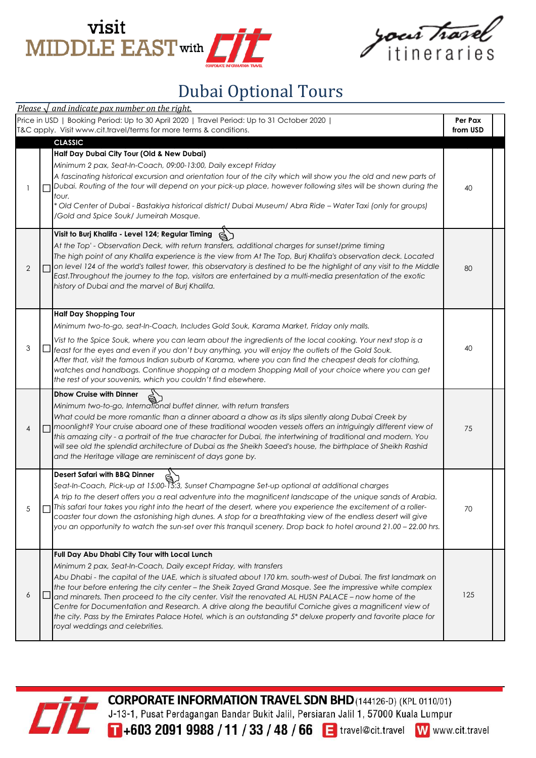visit MIDDLE EAST with CIT

your travel itineraries

# Dubai Optional Tours

*Please √ and indicate pax number on the right.*

| | | Price in USD \| Booking Period: Up to 30 April 2020 \| Travel Period: Up to 31 October 2020 \| T&C apply. Visit www.cit.travel/terms for more terms & conditions. | Per Pax from USD | |
|---|---|---|---|---|
| | | **CLASSIC** | | |
| 1 | ☐ | **Half Day Dubai City Tour (Old & New Dubai)**<br>*Minimum 2 pax, Seat-In-Coach, 09:00-13:00, Daily except Friday*<br>*A fascinating historical excursion and orientation tour of the city which will show you the old and new parts of Dubai. Routing of the tour will depend on your pick-up place, however following sites will be shown during the tour.*<br>** Old Center of Dubai - Bastakiya historical district/ Dubai Museum/ Abra Ride – Water Taxi (only for groups) /Gold and Spice Souk/ Jumeirah Mosque.* | 40 | |
| 2 | ☐ | **Visit to Burj Khalifa - Level 124; Regular Timing**<br>*At the Top' - Observation Deck, with return transfers, additional charges for sunset/prime timing*<br>*The high point of any Khalifa experience is the view from At The Top, Burj Khalifa's observation deck. Located on level 124 of the world's tallest tower, this observatory is destined to be the highlight of any visit to the Middle East.Throughout the journey to the top, visitors are entertained by a multi-media presentation of the exotic history of Dubai and the marvel of Burj Khalifa.* | 80 | |
| 3 | ☐ | **Half Day Shopping Tour**<br>*Minimum two-to-go, seat-In-Coach, Includes Gold Souk, Karama Market, Friday only malls.*<br>*Vist to the Spice Souk, where you can learn about the ingredients of the local cooking. Your next stop is a feast for the eyes and even if you don't buy anything, you will enjoy the outlets of the Gold Souk. After that, visit the famous Indian suburb of Karama, where you can find the cheapest deals for clothing, watches and handbags. Continue shopping at a modern Shopping Mall of your choice where you can get the rest of your souvenirs, which you couldn't find elsewhere.* | 40 | |
| 4 | ☐ | **Dhow Cruise with Dinner**<br>*Minimum two-to-go, International buffet dinner, with return transfers*<br>*What could be more romantic than a dinner aboard a dhow as its slips silently along Dubai Creek by moonlight? Your cruise aboard one of these traditional wooden vessels offers an intriguingly different view of this amazing city - a portrait of the true character for Dubai, the intertwining of traditional and modern. You will see old the splendid architecture of Dubai as the Sheikh Saeed's house, the birthplace of Sheikh Rashid and the Heritage village are reminiscent of days gone by.* | 75 | |
| 5 | ☐ | **Desert Safari with BBQ Dinner**<br>*Seat-In-Coach, Pick-up at 15:00-15:3, Sunset Champagne Set-up optional at additional charges*<br>*A trip to the desert offers you a real adventure into the magnificent landscape of the unique sands of Arabia. This safari tour takes you right into the heart of the desert, where you experience the excitement of a roller-coaster tour down the astonishing high dunes. A stop for a breathtaking view of the endless desert will give you an opportunity to watch the sun-set over this tranquil scenery. Drop back to hotel around 21.00 – 22.00 hrs.* | 70 | |
| 6 | ☐ | **Full Day Abu Dhabi City Tour with Local Lunch**<br>*Minimum 2 pax, Seat-In-Coach, Daily except Friday, with transfers*<br>*Abu Dhabi - the capital of the UAE, which is situated about 170 km. south-west of Dubai. The first landmark on the tour before entering the city center – the Sheik Zayed Grand Mosque. See the impressive white complex and minarets. Then proceed to the city center. Visit the renovated AL HUSN PALACE – now home of the Centre for Documentation and Research. A drive along the beautiful Corniche gives a magnificent view of the city. Pass by the Emirates Palace Hotel, which is an outstanding 5* deluxe property and favorite place for royal weddings and celebrities.* | 125 | |

**CORPORATE INFORMATION TRAVEL SDN BHD** (144126-D) (KPL 0110/01)
J-13-1, Pusat Perdagangan Bandar Bukit Jalil, Persiaran Jalil 1, 57000 Kuala Lumpur
T +603 2091 9988 / 11 / 33 / 48 / 66 E travel@cit.travel W www.cit.travel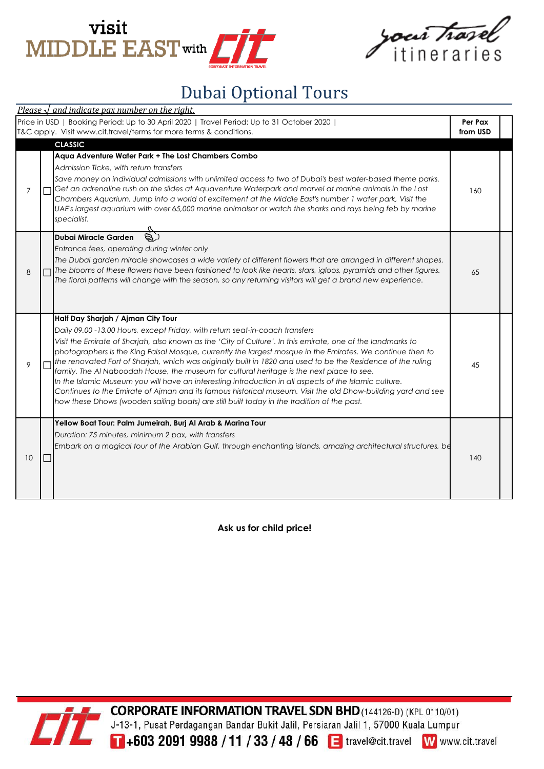# Dubai Optional Tours

*Please √ and indicate pax number on the right.*

| | | Price in USD \| Booking Period: Up to 30 April 2020 \| Travel Period: Up to 31 October 2020 \| T&C apply. Visit www.cit.travel/terms for more terms & conditions. | Per Pax from USD | |
|---|---|---|---|---|
| | | **CLASSIC** | | |
| 7 | ☐ | **Aqua Adventure Water Park + The Lost Chambers Combo**<br>*Admission Ticke, with return transfers*<br>*Save money on individual admissions with unlimited access to two of Dubai's best water-based theme parks. Get an adrenaline rush on the slides at Aquaventure Waterpark and marvel at marine animals in the Lost Chambers Aquarium. Jump into a world of excitement at the Middle East's number 1 water park, Visit the UAE's largest aquarium with over 65,000 marine animalsor or watch the sharks and rays being feb by marine specialist.* | 160 | |
| 8 | ☐ | **Dubai Miracle Garden**<br>*Entrance fees, operating during winter only*<br>*The Dubai garden miracle showcases a wide variety of different flowers that are arranged in different shapes. The blooms of these flowers have been fashioned to look like hearts, stars, igloos, pyramids and other figures. The floral patterns will change with the season, so any returning visitors will get a brand new experience.* | 65 | |
| 9 | ☐ | **Half Day Sharjah / Ajman City Tour**<br>*Daily 09.00 -13.00 Hours, except Friday, with return seat-in-coach transfers*<br>*Visit the Emirate of Sharjah, also known as the 'City of Culture'. In this emirate, one of the landmarks to photographers is the King Faisal Mosque, currently the largest mosque in the Emirates. We continue then to the renovated Fort of Sharjah, which was originally built in 1820 and used to be the Residence of the ruling family. The Al Naboodah House, the museum for cultural heritage is the next place to see. In the Islamic Museum you will have an interesting introduction in all aspects of the Islamic culture. Continues to the Emirate of Ajman and its famous historical museum. Visit the old Dhow-building yard and see how these Dhows (wooden sailing boats) are still built today in the tradition of the past.* | 45 | |
| 10 | ☐ | **Yellow Boat Tour: Palm Jumeirah, Burj Al Arab & Marina Tour**<br>*Duration: 75 minutes, minimum 2 pax, with transfers*<br>*Embark on a magical tour of the Arabian Gulf, through enchanting islands, amazing architectural structures, be* | 140 | |

**Ask us for child price!**